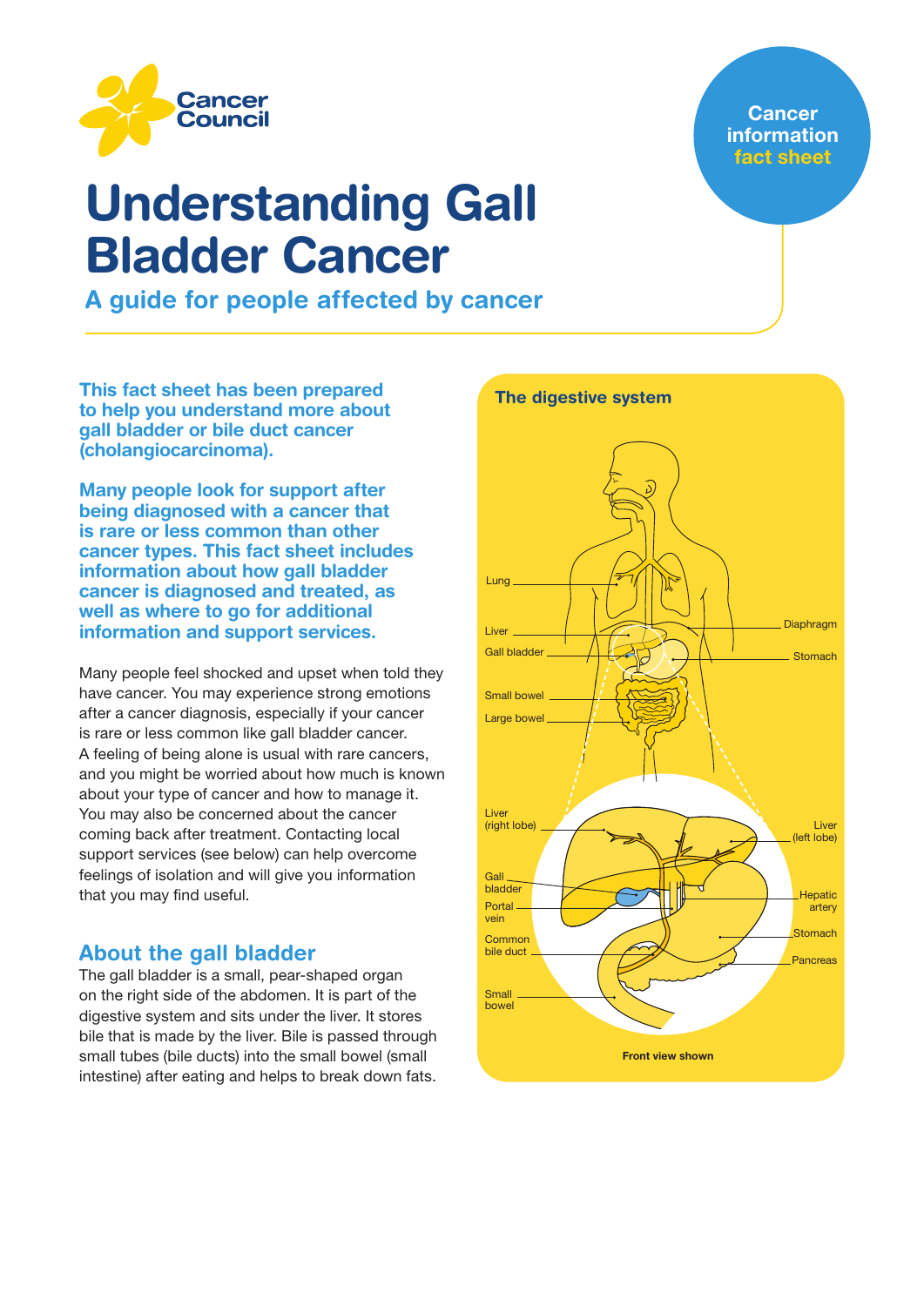Cancer Council

Cancer information fact sheet

# Understanding Gall Bladder Cancer

## A guide for people affected by cancer

**This fact sheet has been prepared to help you understand more about gall bladder or bile duct cancer (cholangiocarcinoma).**

**Many people look for support after being diagnosed with a cancer that is rare or less common than other cancer types. This fact sheet includes information about how gall bladder cancer is diagnosed and treated, as well as where to go for additional information and support services.**

Many people feel shocked and upset when told they have cancer. You may experience strong emotions after a cancer diagnosis, especially if your cancer is rare or less common like gall bladder cancer. A feeling of being alone is usual with rare cancers, and you might be worried about how much is known about your type of cancer and how to manage it. You may also be concerned about the cancer coming back after treatment. Contacting local support services (see below) can help overcome feelings of isolation and will give you information that you may find useful.

## About the gall bladder

The gall bladder is a small, pear-shaped organ on the right side of the abdomen. It is part of the digestive system and sits under the liver. It stores bile that is made by the liver. Bile is passed through small tubes (bile ducts) into the small bowel (small intestine) after eating and helps to break down fats.

**The digestive system**

Lung, Liver, Gall bladder, Small bowel, Large bowel, Diaphragm, Stomach

Liver (right lobe), Gall bladder, Portal vein, Common bile duct, Small bowel, Liver (left lobe), Hepatic artery, Stomach, Pancreas

**Front view shown**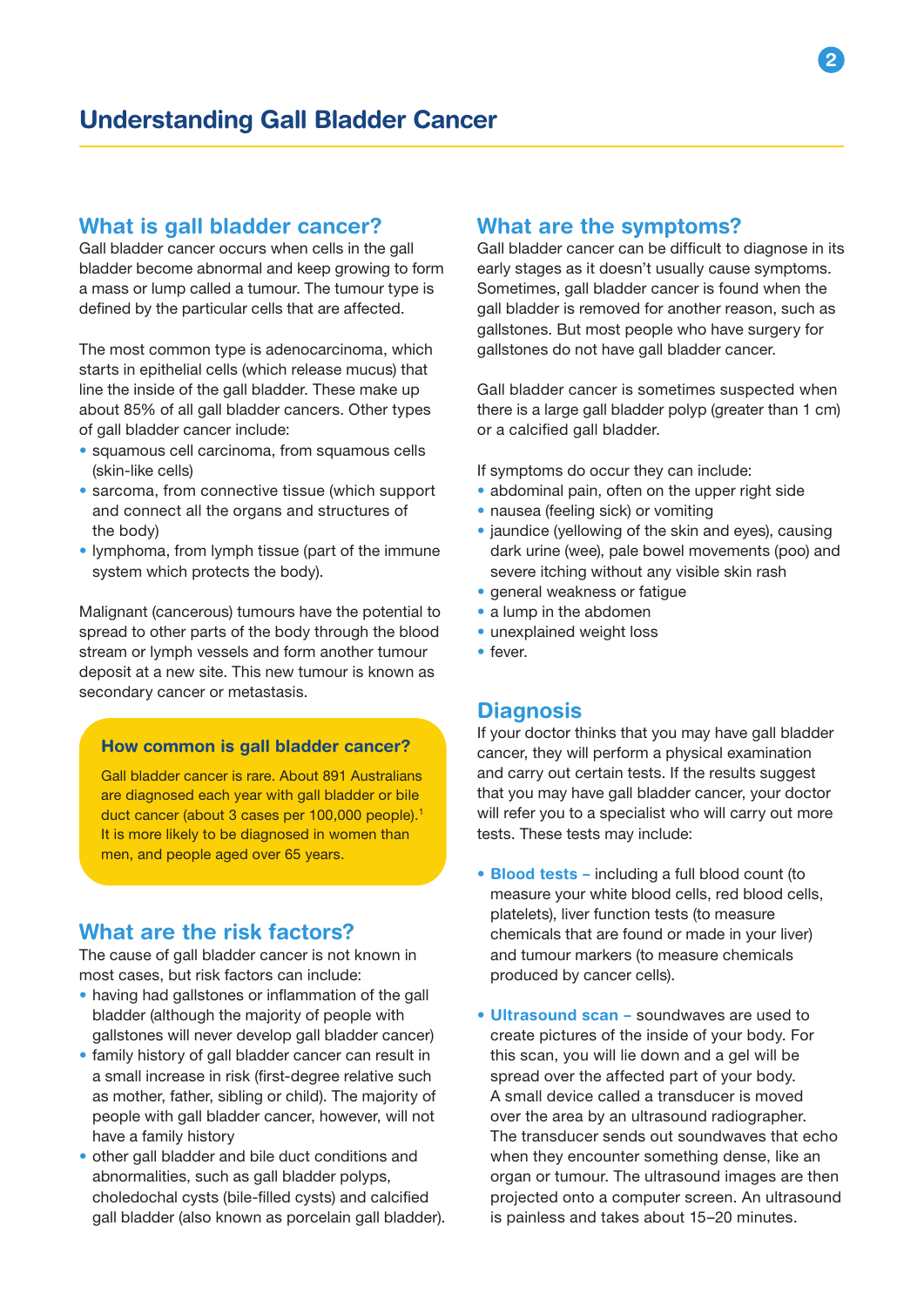# Understanding Gall Bladder Cancer

## What is gall bladder cancer?

Gall bladder cancer occurs when cells in the gall bladder become abnormal and keep growing to form a mass or lump called a tumour. The tumour type is defined by the particular cells that are affected.

The most common type is adenocarcinoma, which starts in epithelial cells (which release mucus) that line the inside of the gall bladder. These make up about 85% of all gall bladder cancers. Other types of gall bladder cancer include:

- squamous cell carcinoma, from squamous cells (skin-like cells)
- sarcoma, from connective tissue (which support and connect all the organs and structures of the body)
- lymphoma, from lymph tissue (part of the immune system which protects the body).

Malignant (cancerous) tumours have the potential to spread to other parts of the body through the blood stream or lymph vessels and form another tumour deposit at a new site. This new tumour is known as secondary cancer or metastasis.

### How common is gall bladder cancer?

Gall bladder cancer is rare. About 891 Australians are diagnosed each year with gall bladder or bile duct cancer (about 3 cases per 100,000 people).[1] It is more likely to be diagnosed in women than men, and people aged over 65 years.

## What are the risk factors?

The cause of gall bladder cancer is not known in most cases, but risk factors can include:

- having had gallstones or inflammation of the gall bladder (although the majority of people with gallstones will never develop gall bladder cancer)
- family history of gall bladder cancer can result in a small increase in risk (first-degree relative such as mother, father, sibling or child). The majority of people with gall bladder cancer, however, will not have a family history
- other gall bladder and bile duct conditions and abnormalities, such as gall bladder polyps, choledochal cysts (bile-filled cysts) and calcified gall bladder (also known as porcelain gall bladder).

## What are the symptoms?

Gall bladder cancer can be difficult to diagnose in its early stages as it doesn't usually cause symptoms. Sometimes, gall bladder cancer is found when the gall bladder is removed for another reason, such as gallstones. But most people who have surgery for gallstones do not have gall bladder cancer.

Gall bladder cancer is sometimes suspected when there is a large gall bladder polyp (greater than 1 cm) or a calcified gall bladder.

If symptoms do occur they can include:

- abdominal pain, often on the upper right side
- nausea (feeling sick) or vomiting
- jaundice (yellowing of the skin and eyes), causing dark urine (wee), pale bowel movements (poo) and severe itching without any visible skin rash
- general weakness or fatigue
- a lump in the abdomen
- unexplained weight loss
- fever.

## Diagnosis

If your doctor thinks that you may have gall bladder cancer, they will perform a physical examination and carry out certain tests. If the results suggest that you may have gall bladder cancer, your doctor will refer you to a specialist who will carry out more tests. These tests may include:

- **Blood tests –** including a full blood count (to measure your white blood cells, red blood cells, platelets), liver function tests (to measure chemicals that are found or made in your liver) and tumour markers (to measure chemicals produced by cancer cells).

- **Ultrasound scan –** soundwaves are used to create pictures of the inside of your body. For this scan, you will lie down and a gel will be spread over the affected part of your body. A small device called a transducer is moved over the area by an ultrasound radiographer. The transducer sends out soundwaves that echo when they encounter something dense, like an organ or tumour. The ultrasound images are then projected onto a computer screen. An ultrasound is painless and takes about 15–20 minutes.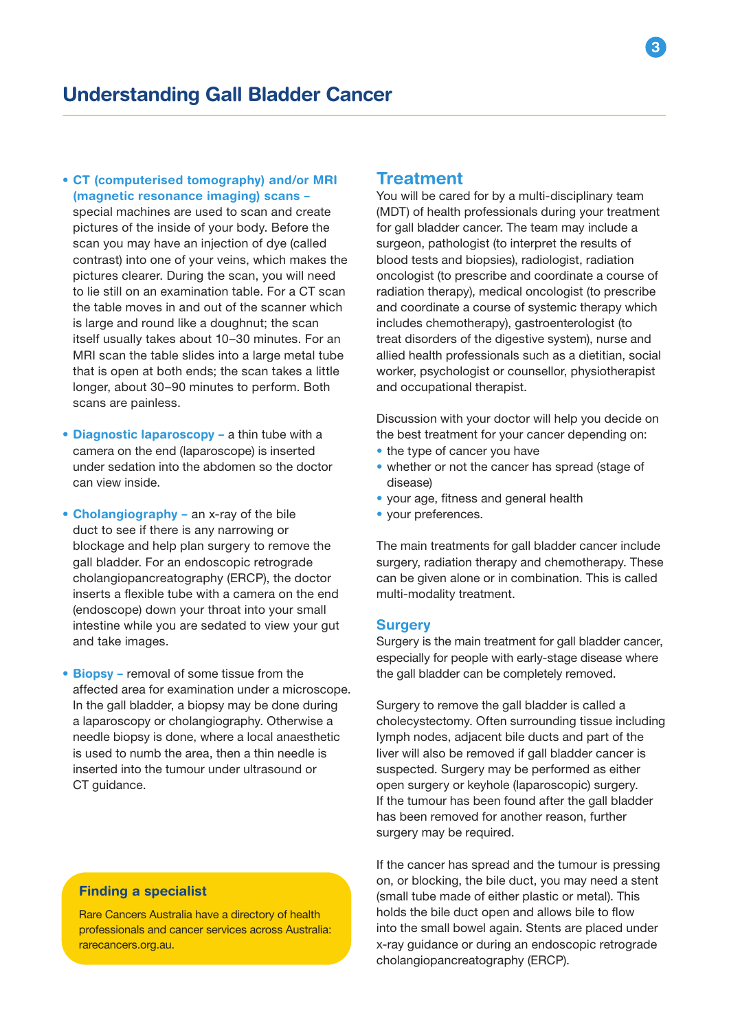- **CT (computerised tomography) and/or MRI (magnetic resonance imaging) scans –** special machines are used to scan and create pictures of the inside of your body. Before the scan you may have an injection of dye (called contrast) into one of your veins, which makes the pictures clearer. During the scan, you will need to lie still on an examination table. For a CT scan the table moves in and out of the scanner which is large and round like a doughnut; the scan itself usually takes about 10–30 minutes. For an MRI scan the table slides into a large metal tube that is open at both ends; the scan takes a little longer, about 30–90 minutes to perform. Both scans are painless.

- **Diagnostic laparoscopy –** a thin tube with a camera on the end (laparoscope) is inserted under sedation into the abdomen so the doctor can view inside.

- **Cholangiography –** an x-ray of the bile duct to see if there is any narrowing or blockage and help plan surgery to remove the gall bladder. For an endoscopic retrograde cholangiopancreatography (ERCP), the doctor inserts a flexible tube with a camera on the end (endoscope) down your throat into your small intestine while you are sedated to view your gut and take images.

- **Biopsy –** removal of some tissue from the affected area for examination under a microscope. In the gall bladder, a biopsy may be done during a laparoscopy or cholangiography. Otherwise a needle biopsy is done, where a local anaesthetic is used to numb the area, then a thin needle is inserted into the tumour under ultrasound or CT guidance.

**Finding a specialist**

Rare Cancers Australia have a directory of health professionals and cancer services across Australia: rarecancers.org.au.

## Treatment

You will be cared for by a multi-disciplinary team (MDT) of health professionals during your treatment for gall bladder cancer. The team may include a surgeon, pathologist (to interpret the results of blood tests and biopsies), radiologist, radiation oncologist (to prescribe and coordinate a course of radiation therapy), medical oncologist (to prescribe and coordinate a course of systemic therapy which includes chemotherapy), gastroenterologist (to treat disorders of the digestive system), nurse and allied health professionals such as a dietitian, social worker, psychologist or counsellor, physiotherapist and occupational therapist.

Discussion with your doctor will help you decide on the best treatment for your cancer depending on:

- the type of cancer you have
- whether or not the cancer has spread (stage of disease)
- your age, fitness and general health
- your preferences.

The main treatments for gall bladder cancer include surgery, radiation therapy and chemotherapy. These can be given alone or in combination. This is called multi-modality treatment.

### Surgery

Surgery is the main treatment for gall bladder cancer, especially for people with early-stage disease where the gall bladder can be completely removed.

Surgery to remove the gall bladder is called a cholecystectomy. Often surrounding tissue including lymph nodes, adjacent bile ducts and part of the liver will also be removed if gall bladder cancer is suspected. Surgery may be performed as either open surgery or keyhole (laparoscopic) surgery. If the tumour has been found after the gall bladder has been removed for another reason, further surgery may be required.

If the cancer has spread and the tumour is pressing on, or blocking, the bile duct, you may need a stent (small tube made of either plastic or metal). This holds the bile duct open and allows bile to flow into the small bowel again. Stents are placed under x-ray guidance or during an endoscopic retrograde cholangiopancreatography (ERCP).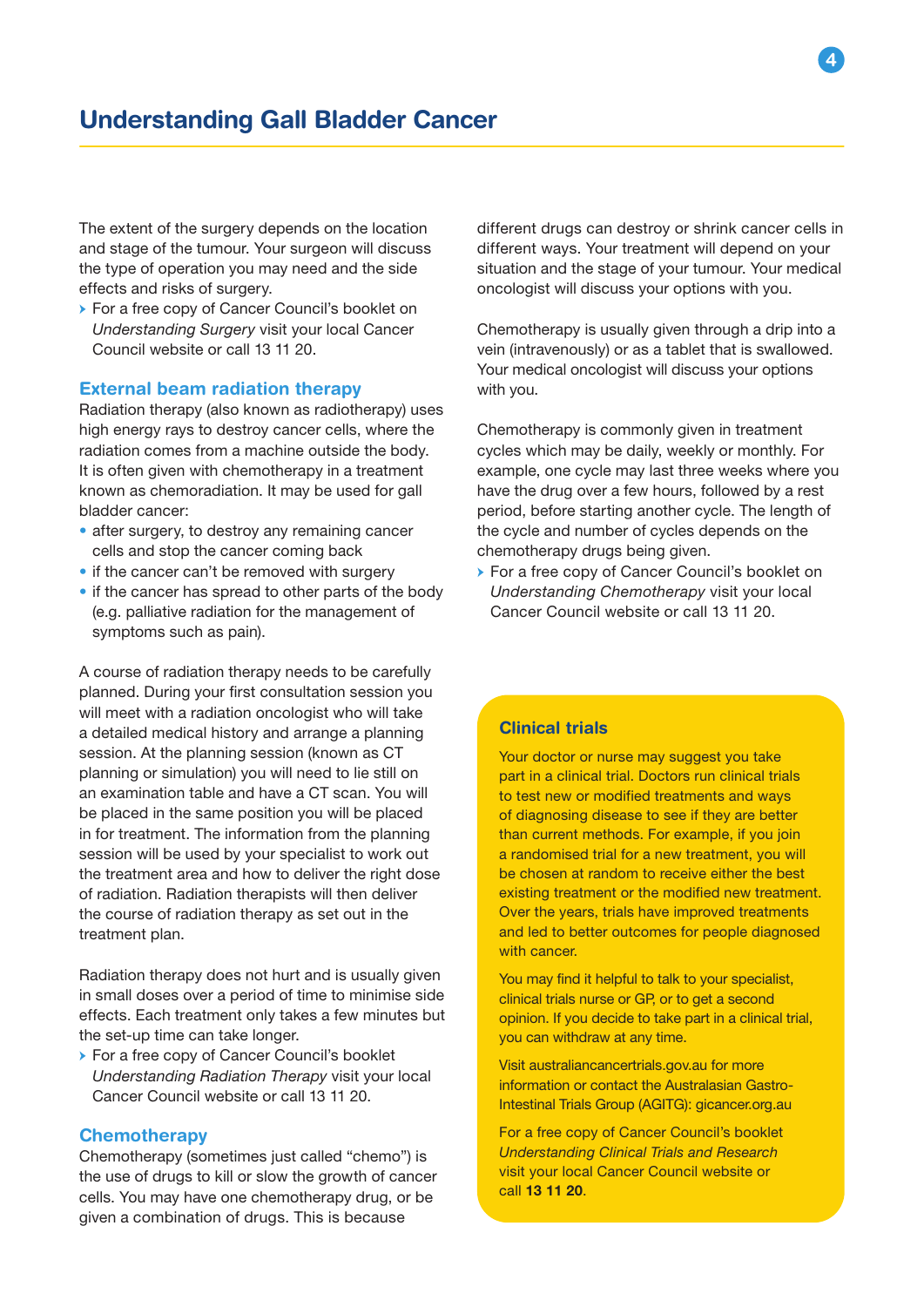The extent of the surgery depends on the location and stage of the tumour. Your surgeon will discuss the type of operation you may need and the side effects and risks of surgery.

- For a free copy of Cancer Council's booklet on *Understanding Surgery* visit your local Cancer Council website or call 13 11 20.

## External beam radiation therapy

Radiation therapy (also known as radiotherapy) uses high energy rays to destroy cancer cells, where the radiation comes from a machine outside the body. It is often given with chemotherapy in a treatment known as chemoradiation. It may be used for gall bladder cancer:

- after surgery, to destroy any remaining cancer cells and stop the cancer coming back
- if the cancer can't be removed with surgery
- if the cancer has spread to other parts of the body (e.g. palliative radiation for the management of symptoms such as pain).

A course of radiation therapy needs to be carefully planned. During your first consultation session you will meet with a radiation oncologist who will take a detailed medical history and arrange a planning session. At the planning session (known as CT planning or simulation) you will need to lie still on an examination table and have a CT scan. You will be placed in the same position you will be placed in for treatment. The information from the planning session will be used by your specialist to work out the treatment area and how to deliver the right dose of radiation. Radiation therapists will then deliver the course of radiation therapy as set out in the treatment plan.

Radiation therapy does not hurt and is usually given in small doses over a period of time to minimise side effects. Each treatment only takes a few minutes but the set-up time can take longer.

- For a free copy of Cancer Council's booklet *Understanding Radiation Therapy* visit your local Cancer Council website or call 13 11 20.

## Chemotherapy

Chemotherapy (sometimes just called "chemo") is the use of drugs to kill or slow the growth of cancer cells. You may have one chemotherapy drug, or be given a combination of drugs. This is because different drugs can destroy or shrink cancer cells in different ways. Your treatment will depend on your situation and the stage of your tumour. Your medical oncologist will discuss your options with you.

Chemotherapy is usually given through a drip into a vein (intravenously) or as a tablet that is swallowed. Your medical oncologist will discuss your options with you.

Chemotherapy is commonly given in treatment cycles which may be daily, weekly or monthly. For example, one cycle may last three weeks where you have the drug over a few hours, followed by a rest period, before starting another cycle. The length of the cycle and number of cycles depends on the chemotherapy drugs being given.

- For a free copy of Cancer Council's booklet on *Understanding Chemotherapy* visit your local Cancer Council website or call 13 11 20.

### Clinical trials

Your doctor or nurse may suggest you take part in a clinical trial. Doctors run clinical trials to test new or modified treatments and ways of diagnosing disease to see if they are better than current methods. For example, if you join a randomised trial for a new treatment, you will be chosen at random to receive either the best existing treatment or the modified new treatment. Over the years, trials have improved treatments and led to better outcomes for people diagnosed with cancer.

You may find it helpful to talk to your specialist, clinical trials nurse or GP, or to get a second opinion. If you decide to take part in a clinical trial, you can withdraw at any time.

Visit australiancancertrials.gov.au for more information or contact the Australasian Gastro-Intestinal Trials Group (AGITG): gicancer.org.au

For a free copy of Cancer Council's booklet *Understanding Clinical Trials and Research* visit your local Cancer Council website or call **13 11 20**.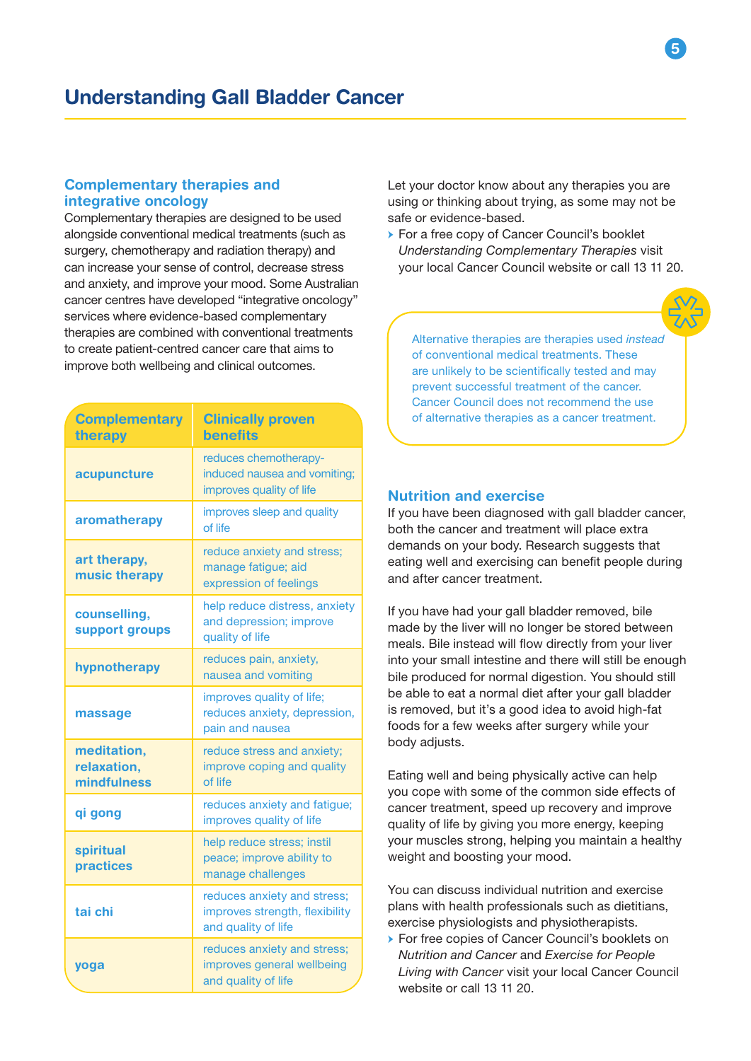## Complementary therapies and integrative oncology

Complementary therapies are designed to be used alongside conventional medical treatments (such as surgery, chemotherapy and radiation therapy) and can increase your sense of control, decrease stress and anxiety, and improve your mood. Some Australian cancer centres have developed "integrative oncology" services where evidence-based complementary therapies are combined with conventional treatments to create patient-centred cancer care that aims to improve both wellbeing and clinical outcomes.

| Complementary therapy | Clinically proven benefits |
|---|---|
| acupuncture | reduces chemotherapy-induced nausea and vomiting; improves quality of life |
| aromatherapy | improves sleep and quality of life |
| art therapy, music therapy | reduce anxiety and stress; manage fatigue; aid expression of feelings |
| counselling, support groups | help reduce distress, anxiety and depression; improve quality of life |
| hypnotherapy | reduces pain, anxiety, nausea and vomiting |
| massage | improves quality of life; reduces anxiety, depression, pain and nausea |
| meditation, relaxation, mindfulness | reduce stress and anxiety; improve coping and quality of life |
| qi gong | reduces anxiety and fatigue; improves quality of life |
| spiritual practices | help reduce stress; instil peace; improve ability to manage challenges |
| tai chi | reduces anxiety and stress; improves strength, flexibility and quality of life |
| yoga | reduces anxiety and stress; improves general wellbeing and quality of life |

Let your doctor know about any therapies you are using or thinking about trying, as some may not be safe or evidence-based.

- For a free copy of Cancer Council's booklet *Understanding Complementary Therapies* visit your local Cancer Council website or call 13 11 20.

> Alternative therapies are therapies used *instead* of conventional medical treatments. These are unlikely to be scientifically tested and may prevent successful treatment of the cancer. Cancer Council does not recommend the use of alternative therapies as a cancer treatment.

## Nutrition and exercise

If you have been diagnosed with gall bladder cancer, both the cancer and treatment will place extra demands on your body. Research suggests that eating well and exercising can benefit people during and after cancer treatment.

If you have had your gall bladder removed, bile made by the liver will no longer be stored between meals. Bile instead will flow directly from your liver into your small intestine and there will still be enough bile produced for normal digestion. You should still be able to eat a normal diet after your gall bladder is removed, but it's a good idea to avoid high-fat foods for a few weeks after surgery while your body adjusts.

Eating well and being physically active can help you cope with some of the common side effects of cancer treatment, speed up recovery and improve quality of life by giving you more energy, keeping your muscles strong, helping you maintain a healthy weight and boosting your mood.

You can discuss individual nutrition and exercise plans with health professionals such as dietitians, exercise physiologists and physiotherapists.

- For free copies of Cancer Council's booklets on *Nutrition and Cancer* and *Exercise for People Living with Cancer* visit your local Cancer Council website or call 13 11 20.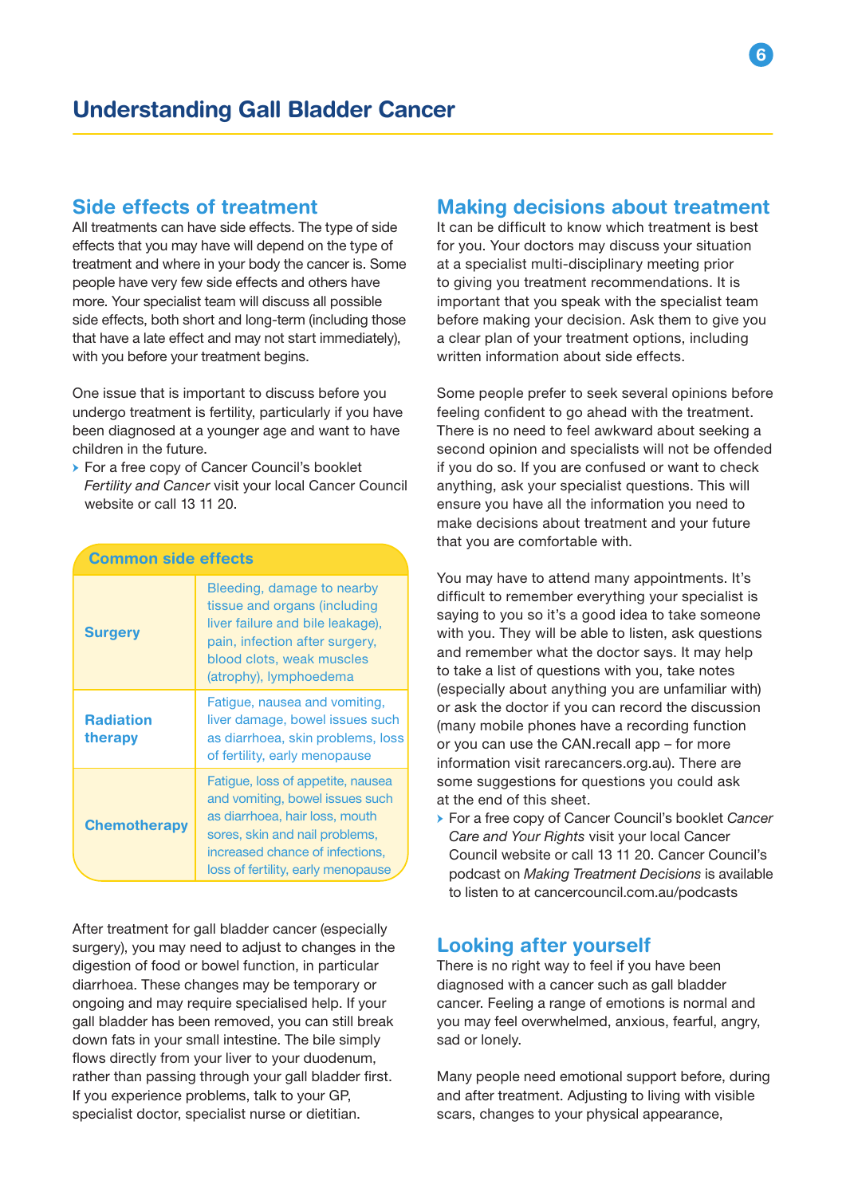## Side effects of treatment

All treatments can have side effects. The type of side effects that you may have will depend on the type of treatment and where in your body the cancer is. Some people have very few side effects and others have more. Your specialist team will discuss all possible side effects, both short and long-term (including those that have a late effect and may not start immediately), with you before your treatment begins.

One issue that is important to discuss before you undergo treatment is fertility, particularly if you have been diagnosed at a younger age and want to have children in the future.

- For a free copy of Cancer Council's booklet *Fertility and Cancer* visit your local Cancer Council website or call 13 11 20.

| Common side effects | |
|---|---|
| **Surgery** | Bleeding, damage to nearby tissue and organs (including liver failure and bile leakage), pain, infection after surgery, blood clots, weak muscles (atrophy), lymphoedema |
| **Radiation therapy** | Fatigue, nausea and vomiting, liver damage, bowel issues such as diarrhoea, skin problems, loss of fertility, early menopause |
| **Chemotherapy** | Fatigue, loss of appetite, nausea and vomiting, bowel issues such as diarrhoea, hair loss, mouth sores, skin and nail problems, increased chance of infections, loss of fertility, early menopause |

After treatment for gall bladder cancer (especially surgery), you may need to adjust to changes in the digestion of food or bowel function, in particular diarrhoea. These changes may be temporary or ongoing and may require specialised help. If your gall bladder has been removed, you can still break down fats in your small intestine. The bile simply flows directly from your liver to your duodenum, rather than passing through your gall bladder first. If you experience problems, talk to your GP, specialist doctor, specialist nurse or dietitian.

## Making decisions about treatment

It can be difficult to know which treatment is best for you. Your doctors may discuss your situation at a specialist multi-disciplinary meeting prior to giving you treatment recommendations. It is important that you speak with the specialist team before making your decision. Ask them to give you a clear plan of your treatment options, including written information about side effects.

Some people prefer to seek several opinions before feeling confident to go ahead with the treatment. There is no need to feel awkward about seeking a second opinion and specialists will not be offended if you do so. If you are confused or want to check anything, ask your specialist questions. This will ensure you have all the information you need to make decisions about treatment and your future that you are comfortable with.

You may have to attend many appointments. It's difficult to remember everything your specialist is saying to you so it's a good idea to take someone with you. They will be able to listen, ask questions and remember what the doctor says. It may help to take a list of questions with you, take notes (especially about anything you are unfamiliar with) or ask the doctor if you can record the discussion (many mobile phones have a recording function or you can use the CAN.recall app – for more information visit rarecancers.org.au). There are some suggestions for questions you could ask at the end of this sheet.

- For a free copy of Cancer Council's booklet *Cancer Care and Your Rights* visit your local Cancer Council website or call 13 11 20. Cancer Council's podcast on *Making Treatment Decisions* is available to listen to at cancercouncil.com.au/podcasts

## Looking after yourself

There is no right way to feel if you have been diagnosed with a cancer such as gall bladder cancer. Feeling a range of emotions is normal and you may feel overwhelmed, anxious, fearful, angry, sad or lonely.

Many people need emotional support before, during and after treatment. Adjusting to living with visible scars, changes to your physical appearance,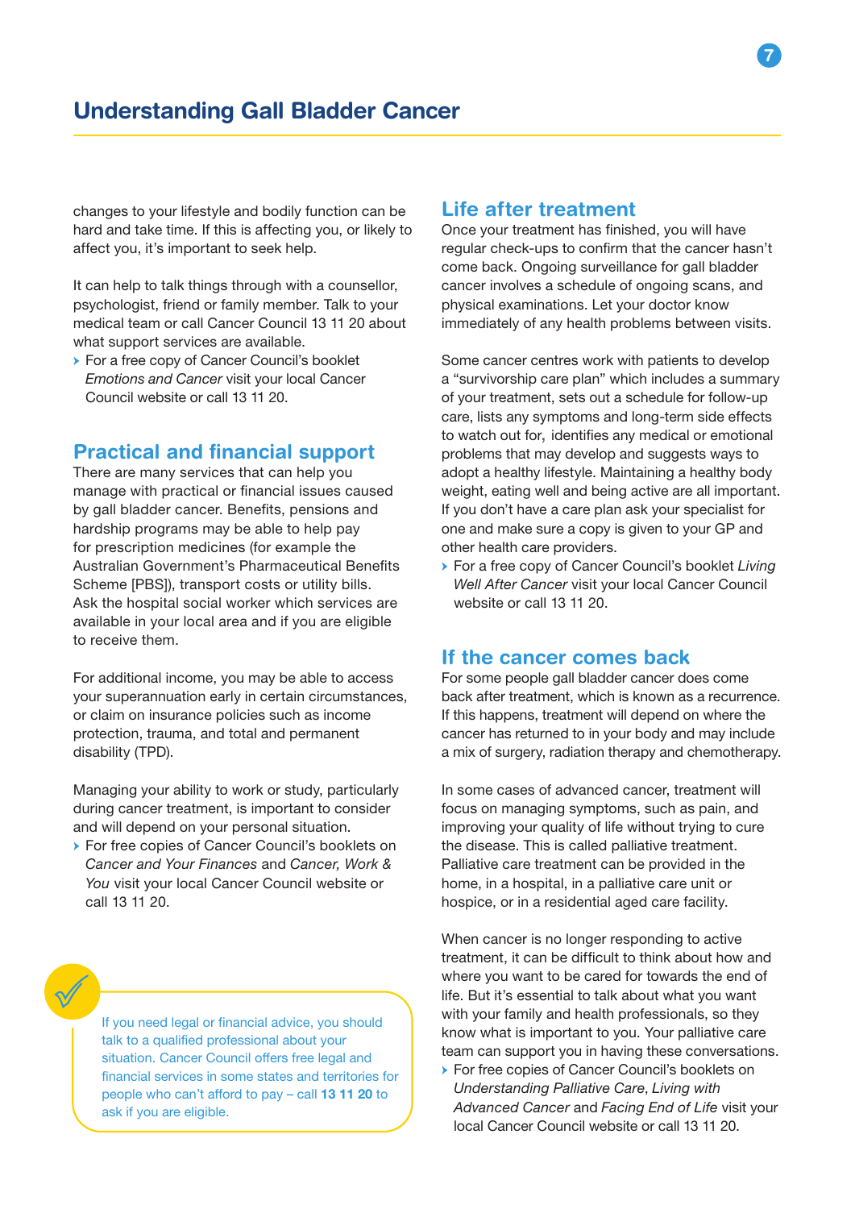changes to your lifestyle and bodily function can be hard and take time. If this is affecting you, or likely to affect you, it's important to seek help.

It can help to talk things through with a counsellor, psychologist, friend or family member. Talk to your medical team or call Cancer Council 13 11 20 about what support services are available.

- For a free copy of Cancer Council's booklet *Emotions and Cancer* visit your local Cancer Council website or call 13 11 20.

## Practical and financial support

There are many services that can help you manage with practical or financial issues caused by gall bladder cancer. Benefits, pensions and hardship programs may be able to help pay for prescription medicines (for example the Australian Government's Pharmaceutical Benefits Scheme [PBS]), transport costs or utility bills. Ask the hospital social worker which services are available in your local area and if you are eligible to receive them.

For additional income, you may be able to access your superannuation early in certain circumstances, or claim on insurance policies such as income protection, trauma, and total and permanent disability (TPD).

Managing your ability to work or study, particularly during cancer treatment, is important to consider and will depend on your personal situation.

- For free copies of Cancer Council's booklets on *Cancer and Your Finances* and *Cancer, Work & You* visit your local Cancer Council website or call 13 11 20.

If you need legal or financial advice, you should talk to a qualified professional about your situation. Cancer Council offers free legal and financial services in some states and territories for people who can't afford to pay – call **13 11 20** to ask if you are eligible.

## Life after treatment

Once your treatment has finished, you will have regular check-ups to confirm that the cancer hasn't come back. Ongoing surveillance for gall bladder cancer involves a schedule of ongoing scans, and physical examinations. Let your doctor know immediately of any health problems between visits.

Some cancer centres work with patients to develop a "survivorship care plan" which includes a summary of your treatment, sets out a schedule for follow-up care, lists any symptoms and long-term side effects to watch out for, identifies any medical or emotional problems that may develop and suggests ways to adopt a healthy lifestyle. Maintaining a healthy body weight, eating well and being active are all important. If you don't have a care plan ask your specialist for one and make sure a copy is given to your GP and other health care providers.

- For a free copy of Cancer Council's booklet *Living Well After Cancer* visit your local Cancer Council website or call 13 11 20.

## If the cancer comes back

For some people gall bladder cancer does come back after treatment, which is known as a recurrence. If this happens, treatment will depend on where the cancer has returned to in your body and may include a mix of surgery, radiation therapy and chemotherapy.

In some cases of advanced cancer, treatment will focus on managing symptoms, such as pain, and improving your quality of life without trying to cure the disease. This is called palliative treatment. Palliative care treatment can be provided in the home, in a hospital, in a palliative care unit or hospice, or in a residential aged care facility.

When cancer is no longer responding to active treatment, it can be difficult to think about how and where you want to be cared for towards the end of life. But it's essential to talk about what you want with your family and health professionals, so they know what is important to you. Your palliative care team can support you in having these conversations.

- For free copies of Cancer Council's booklets on *Understanding Palliative Care*, *Living with Advanced Cancer* and *Facing End of Life* visit your local Cancer Council website or call 13 11 20.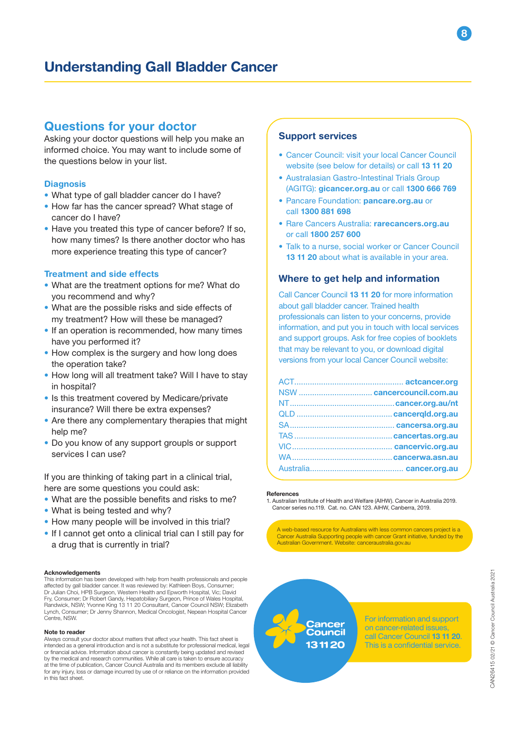# Understanding Gall Bladder Cancer

## Questions for your doctor

Asking your doctor questions will help you make an informed choice. You may want to include some of the questions below in your list.

### Diagnosis

- What type of gall bladder cancer do I have?
- How far has the cancer spread? What stage of cancer do I have?
- Have you treated this type of cancer before? If so, how many times? Is there another doctor who has more experience treating this type of cancer?

### Treatment and side effects

- What are the treatment options for me? What do you recommend and why?
- What are the possible risks and side effects of my treatment? How will these be managed?
- If an operation is recommended, how many times have you performed it?
- How complex is the surgery and how long does the operation take?
- How long will all treatment take? Will I have to stay in hospital?
- Is this treatment covered by Medicare/private insurance? Will there be extra expenses?
- Are there any complementary therapies that might help me?
- Do you know of any support groupls or support services I can use?

If you are thinking of taking part in a clinical trial, here are some questions you could ask:

- What are the possible benefits and risks to me?
- What is being tested and why?
- How many people will be involved in this trial?
- If I cannot get onto a clinical trial can I still pay for a drug that is currently in trial?

**Acknowledgements**
This information has been developed with help from health professionals and people affected by gall bladder cancer. It was reviewed by: Kathleen Boys, Consumer; Dr Julian Choi, HPB Surgeon, Western Health and Epworth Hospital, Vic; David Fry, Consumer; Dr Robert Gandy, Hepatobiliary Surgeon, Prince of Wales Hospital, Randwick, NSW; Yvonne King 13 11 20 Consultant, Cancer Council NSW; Elizabeth Lynch, Consumer; Dr Jenny Shannon, Medical Oncologist, Nepean Hospital Cancer Centre, NSW.

**Note to reader**
Always consult your doctor about matters that affect your health. This fact sheet is intended as a general introduction and is not a substitute for professional medical, legal or financial advice. Information about cancer is constantly being updated and revised by the medical and research communities. While all care is taken to ensure accuracy at the time of publication, Cancer Council Australia and its members exclude all liability for any injury, loss or damage incurred by use of or reliance on the information provided in this fact sheet.

### Support services

- Cancer Council: visit your local Cancer Council website (see below for details) or call **13 11 20**
- Australasian Gastro-Intestinal Trials Group (AGITG): **gicancer.org.au** or call **1300 666 769**
- Pancare Foundation: **pancare.org.au** or call **1300 881 698**
- Rare Cancers Australia: **rarecancers.org.au** or call **1800 257 600**
- Talk to a nurse, social worker or Cancer Council **13 11 20** about what is available in your area.

### Where to get help and information

Call Cancer Council **13 11 20** for more information about gall bladder cancer. Trained health professionals can listen to your concerns, provide information, and put you in touch with local services and support groups. Ask for free copies of booklets that may be relevant to you, or download digital versions from your local Cancer Council website:

ACT .......... **actcancer.org**
NSW .......... **cancercouncil.com.au**
NT .......... **cancer.org.au/nt**
QLD .......... **cancerqld.org.au**
SA .......... **cancersa.org.au**
TAS .......... **cancertas.org.au**
VIC .......... **cancervic.org.au**
WA .......... **cancerwa.asn.au**
Australia .......... **cancer.org.au**

**References**
1. Australian Institute of Health and Welfare (AIHW). Cancer in Australia 2019. Cancer series no.119. Cat. no. CAN 123. AIHW, Canberra, 2019.

A web-based resource for Australians with less common cancers project is a Cancer Australia Supporting people with cancer Grant initiative, funded by the Australian Government. Website: canceraustralia.gov.au

Cancer Council 13 11 20

For information and support on cancer-related issues, call Cancer Council **13 11 20**. This is a confidential service.

CAN26415 02/21 © Cancer Council Australia 2021